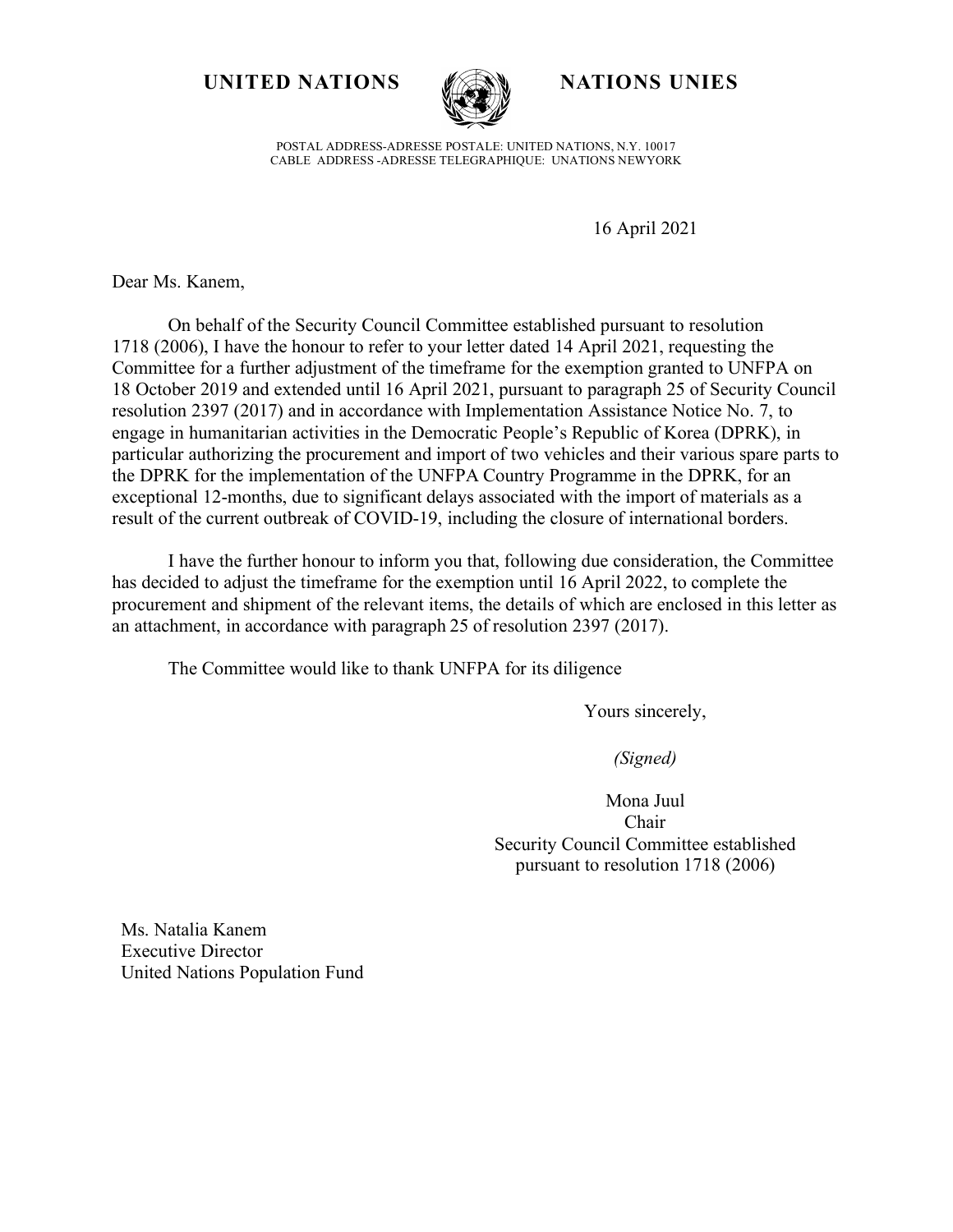**UNITED NATIONS** **NATIONS UNIES**

POSTAL ADDRESS-ADRESSE POSTALE: UNITED NATIONS, N.Y. 10017
CABLE ADDRESS -ADRESSE TELEGRAPHIQUE: UNATIONS NEWYORK

16 April 2021

Dear Ms. Kanem,

On behalf of the Security Council Committee established pursuant to resolution 1718 (2006), I have the honour to refer to your letter dated 14 April 2021, requesting the Committee for a further adjustment of the timeframe for the exemption granted to UNFPA on 18 October 2019 and extended until 16 April 2021, pursuant to paragraph 25 of Security Council resolution 2397 (2017) and in accordance with Implementation Assistance Notice No. 7, to engage in humanitarian activities in the Democratic People's Republic of Korea (DPRK), in particular authorizing the procurement and import of two vehicles and their various spare parts to the DPRK for the implementation of the UNFPA Country Programme in the DPRK, for an exceptional 12-months, due to significant delays associated with the import of materials as a result of the current outbreak of COVID-19, including the closure of international borders.

I have the further honour to inform you that, following due consideration, the Committee has decided to adjust the timeframe for the exemption until 16 April 2022, to complete the procurement and shipment of the relevant items, the details of which are enclosed in this letter as an attachment, in accordance with paragraph 25 of resolution 2397 (2017).

The Committee would like to thank UNFPA for its diligence

Yours sincerely,

*(Signed)*

Mona Juul
Chair
Security Council Committee established pursuant to resolution 1718 (2006)

Ms. Natalia Kanem
Executive Director
United Nations Population Fund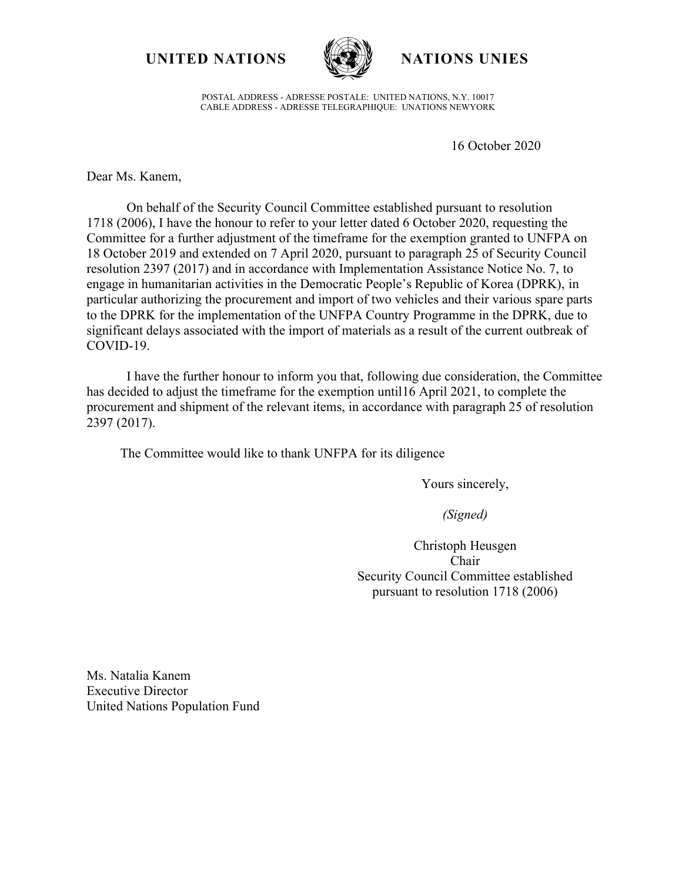**UNITED NATIONS** **NATIONS UNIES**

POSTAL ADDRESS - ADRESSE POSTALE: UNITED NATIONS, N.Y. 10017
CABLE ADDRESS - ADRESSE TELEGRAPHIQUE: UNATIONS NEWYORK

16 October 2020

Dear Ms. Kanem,

On behalf of the Security Council Committee established pursuant to resolution 1718 (2006), I have the honour to refer to your letter dated 6 October 2020, requesting the Committee for a further adjustment of the timeframe for the exemption granted to UNFPA on 18 October 2019 and extended on 7 April 2020, pursuant to paragraph 25 of Security Council resolution 2397 (2017) and in accordance with Implementation Assistance Notice No. 7, to engage in humanitarian activities in the Democratic People's Republic of Korea (DPRK), in particular authorizing the procurement and import of two vehicles and their various spare parts to the DPRK for the implementation of the UNFPA Country Programme in the DPRK, due to significant delays associated with the import of materials as a result of the current outbreak of COVID-19.

I have the further honour to inform you that, following due consideration, the Committee has decided to adjust the timeframe for the exemption until16 April 2021, to complete the procurement and shipment of the relevant items, in accordance with paragraph 25 of resolution 2397 (2017).

The Committee would like to thank UNFPA for its diligence

Yours sincerely,

*(Signed)*

Christoph Heusgen
Chair
Security Council Committee established
pursuant to resolution 1718 (2006)

Ms. Natalia Kanem
Executive Director
United Nations Population Fund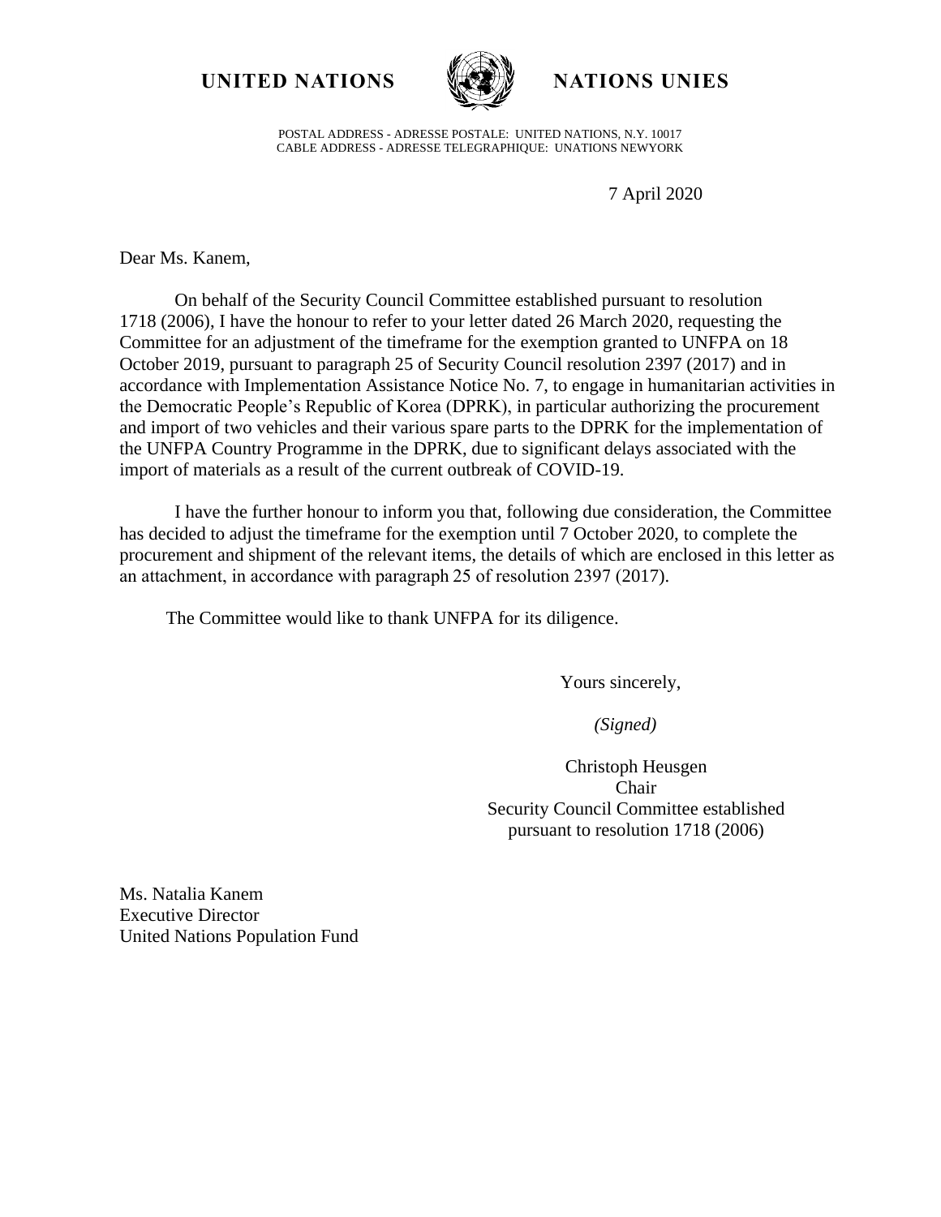**UNITED NATIONS** **NATIONS UNIES**

POSTAL ADDRESS - ADRESSE POSTALE: UNITED NATIONS, N.Y. 10017
CABLE ADDRESS - ADRESSE TELEGRAPHIQUE: UNATIONS NEWYORK

7 April 2020

Dear Ms. Kanem,

On behalf of the Security Council Committee established pursuant to resolution 1718 (2006), I have the honour to refer to your letter dated 26 March 2020, requesting the Committee for an adjustment of the timeframe for the exemption granted to UNFPA on 18 October 2019, pursuant to paragraph 25 of Security Council resolution 2397 (2017) and in accordance with Implementation Assistance Notice No. 7, to engage in humanitarian activities in the Democratic People's Republic of Korea (DPRK), in particular authorizing the procurement and import of two vehicles and their various spare parts to the DPRK for the implementation of the UNFPA Country Programme in the DPRK, due to significant delays associated with the import of materials as a result of the current outbreak of COVID-19.

I have the further honour to inform you that, following due consideration, the Committee has decided to adjust the timeframe for the exemption until 7 October 2020, to complete the procurement and shipment of the relevant items, the details of which are enclosed in this letter as an attachment, in accordance with paragraph 25 of resolution 2397 (2017).

The Committee would like to thank UNFPA for its diligence.

Yours sincerely,

*(Signed)*

Christoph Heusgen
Chair
Security Council Committee established pursuant to resolution 1718 (2006)

Ms. Natalia Kanem
Executive Director
United Nations Population Fund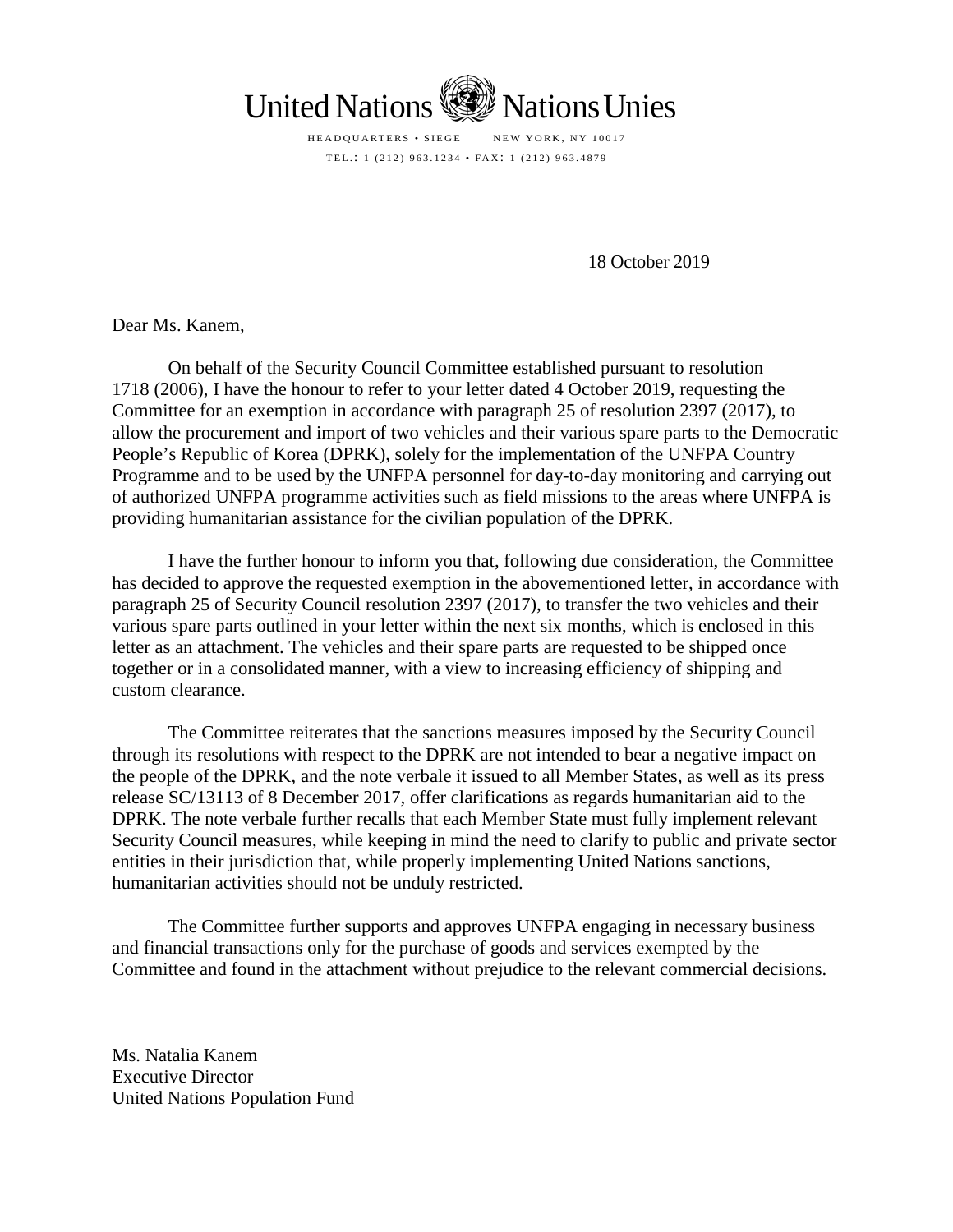United Nations Nations Unies

HEADQUARTERS • SIEGE NEW YORK, NY 10017

TEL.: 1 (212) 963.1234 • FAX: 1 (212) 963.4879

18 October 2019

Dear Ms. Kanem,

On behalf of the Security Council Committee established pursuant to resolution 1718 (2006), I have the honour to refer to your letter dated 4 October 2019, requesting the Committee for an exemption in accordance with paragraph 25 of resolution 2397 (2017), to allow the procurement and import of two vehicles and their various spare parts to the Democratic People's Republic of Korea (DPRK), solely for the implementation of the UNFPA Country Programme and to be used by the UNFPA personnel for day-to-day monitoring and carrying out of authorized UNFPA programme activities such as field missions to the areas where UNFPA is providing humanitarian assistance for the civilian population of the DPRK.

I have the further honour to inform you that, following due consideration, the Committee has decided to approve the requested exemption in the abovementioned letter, in accordance with paragraph 25 of Security Council resolution 2397 (2017), to transfer the two vehicles and their various spare parts outlined in your letter within the next six months, which is enclosed in this letter as an attachment. The vehicles and their spare parts are requested to be shipped once together or in a consolidated manner, with a view to increasing efficiency of shipping and custom clearance.

The Committee reiterates that the sanctions measures imposed by the Security Council through its resolutions with respect to the DPRK are not intended to bear a negative impact on the people of the DPRK, and the note verbale it issued to all Member States, as well as its press release SC/13113 of 8 December 2017, offer clarifications as regards humanitarian aid to the DPRK. The note verbale further recalls that each Member State must fully implement relevant Security Council measures, while keeping in mind the need to clarify to public and private sector entities in their jurisdiction that, while properly implementing United Nations sanctions, humanitarian activities should not be unduly restricted.

The Committee further supports and approves UNFPA engaging in necessary business and financial transactions only for the purchase of goods and services exempted by the Committee and found in the attachment without prejudice to the relevant commercial decisions.

Ms. Natalia Kanem  
Executive Director  
United Nations Population Fund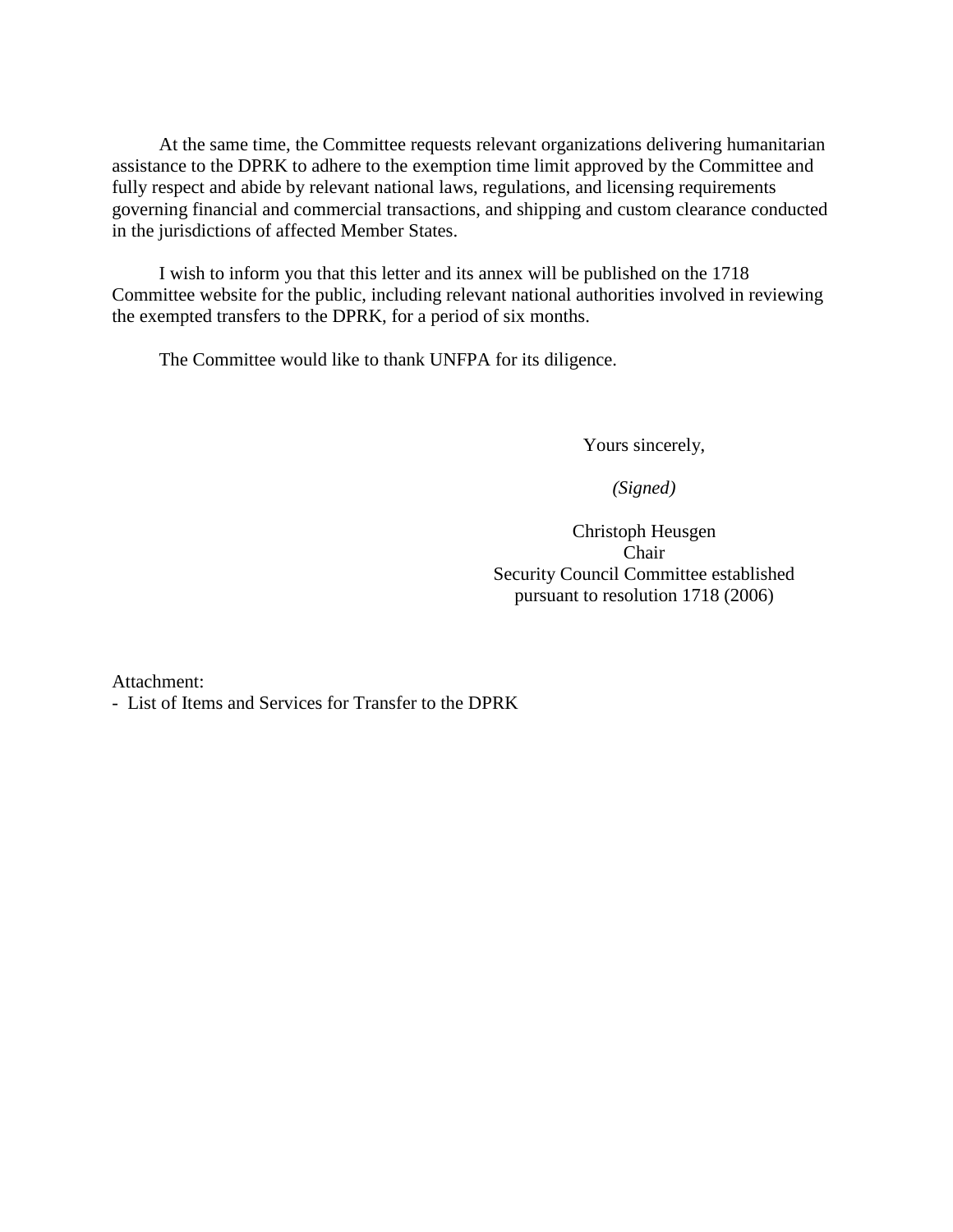At the same time, the Committee requests relevant organizations delivering humanitarian assistance to the DPRK to adhere to the exemption time limit approved by the Committee and fully respect and abide by relevant national laws, regulations, and licensing requirements governing financial and commercial transactions, and shipping and custom clearance conducted in the jurisdictions of affected Member States.

I wish to inform you that this letter and its annex will be published on the 1718 Committee website for the public, including relevant national authorities involved in reviewing the exempted transfers to the DPRK, for a period of six months.

The Committee would like to thank UNFPA for its diligence.

Yours sincerely,

*(Signed)*

Christoph Heusgen
Chair
Security Council Committee established
pursuant to resolution 1718 (2006)

Attachment:
- List of Items and Services for Transfer to the DPRK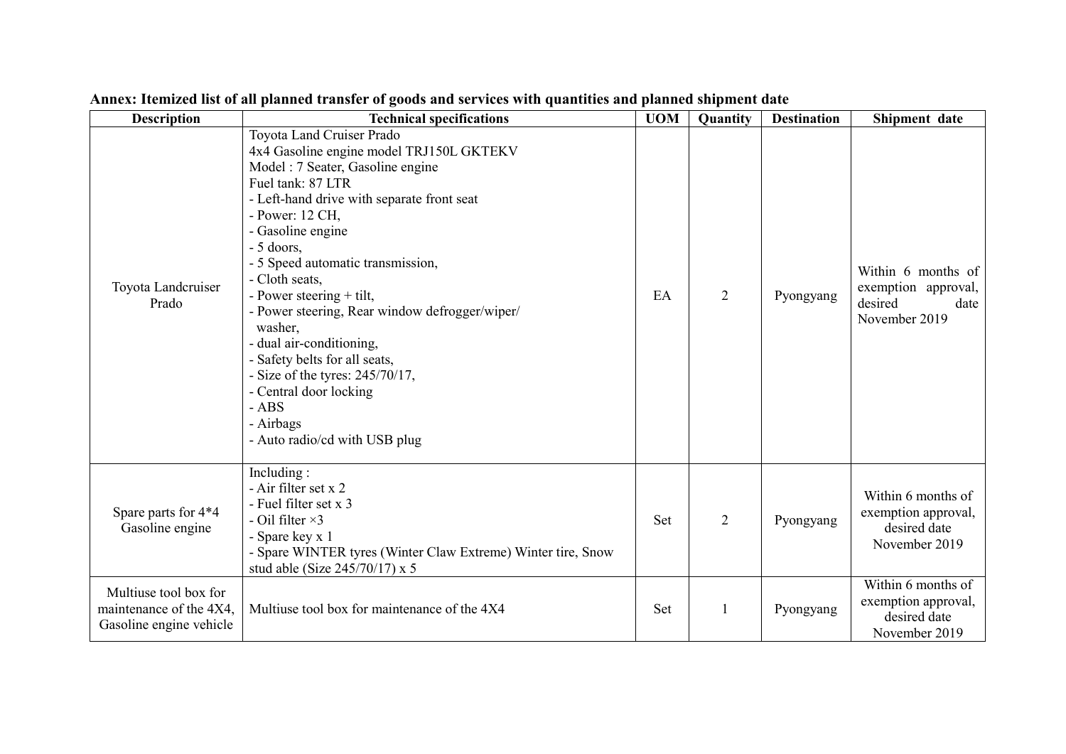**Annex: Itemized list of all planned transfer of goods and services with quantities and planned shipment date**

| Description | Technical specifications | UOM | Quantity | Destination | Shipment date |
|---|---|---|---|---|---|
| Toyota Landcruiser Prado | Toyota Land Cruiser Prado<br>4x4 Gasoline engine model TRJ150L GKTEKV<br>Model : 7 Seater, Gasoline engine<br>Fuel tank: 87 LTR<br>- Left-hand drive with separate front seat<br>- Power: 12 CH,<br>- Gasoline engine<br>- 5 doors,<br>- 5 Speed automatic transmission,<br>- Cloth seats,<br>- Power steering + tilt,<br>- Power steering, Rear window defrogger/wiper/ washer,<br>- dual air-conditioning,<br>- Safety belts for all seats,<br>- Size of the tyres: 245/70/17,<br>- Central door locking<br>- ABS<br>- Airbags<br>- Auto radio/cd with USB plug | EA | 2 | Pyongyang | Within 6 months of exemption approval, desired date November 2019 |
| Spare parts for 4*4 Gasoline engine | Including :<br>- Air filter set x 2<br>- Fuel filter set x 3<br>- Oil filter ×3<br>- Spare key x 1<br>- Spare WINTER tyres (Winter Claw Extreme) Winter tire, Snow stud able (Size 245/70/17) x 5 | Set | 2 | Pyongyang | Within 6 months of exemption approval, desired date November 2019 |
| Multiuse tool box for maintenance of the 4X4, Gasoline engine vehicle | Multiuse tool box for maintenance of the 4X4 | Set | 1 | Pyongyang | Within 6 months of exemption approval, desired date November 2019 |